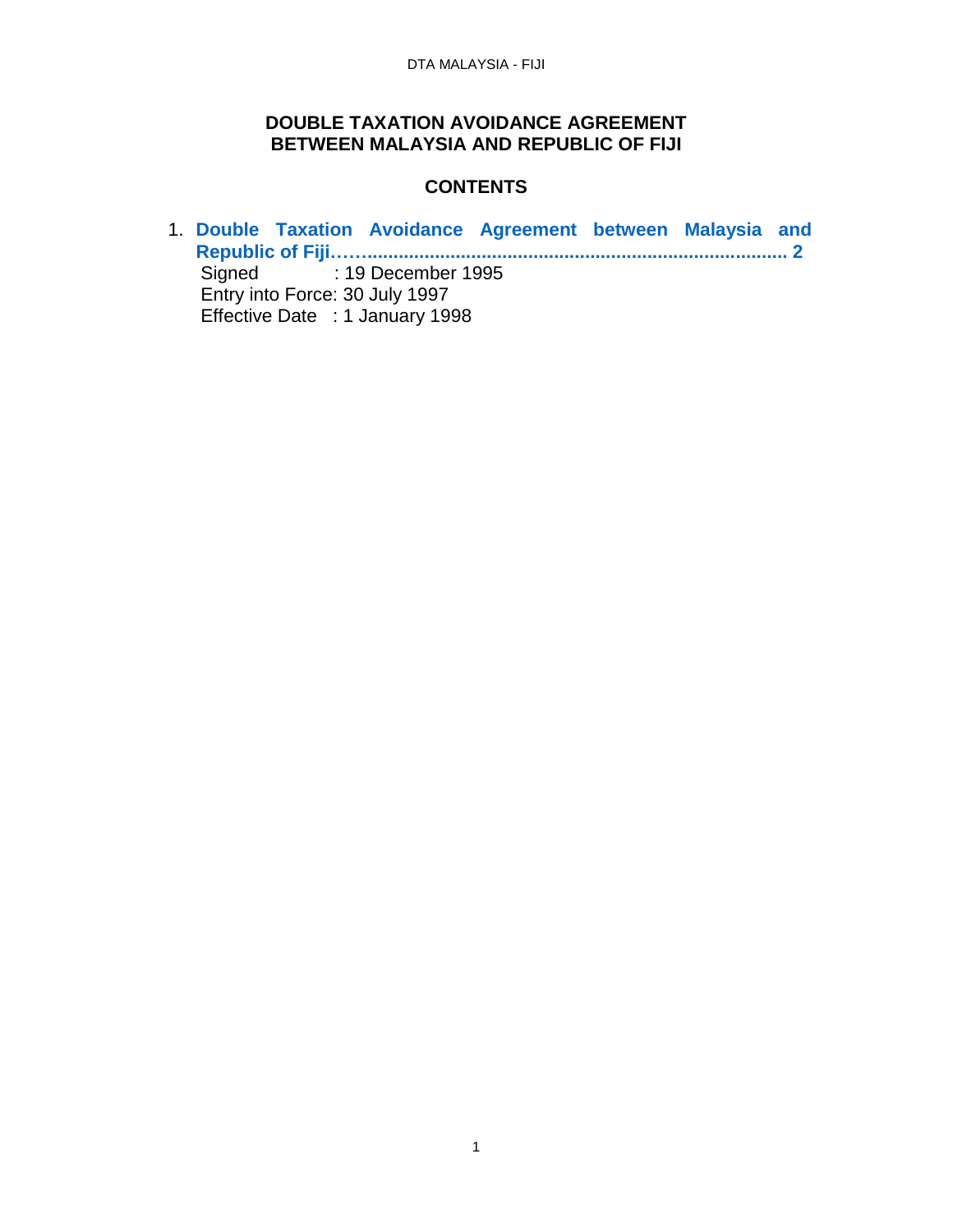# DOUBLE TAXATION AVOIDANCE AGREEMENT BETWEEN MALAYSIA AND REPUBLIC OF FIJI

## CONTENTS

1. **Double Taxation Avoidance Agreement between Malaysia and Republic of Fiji……............................................................................... 2**
   Signed : 19 December 1995
   Entry into Force: 30 July 1997
   Effective Date : 1 January 1998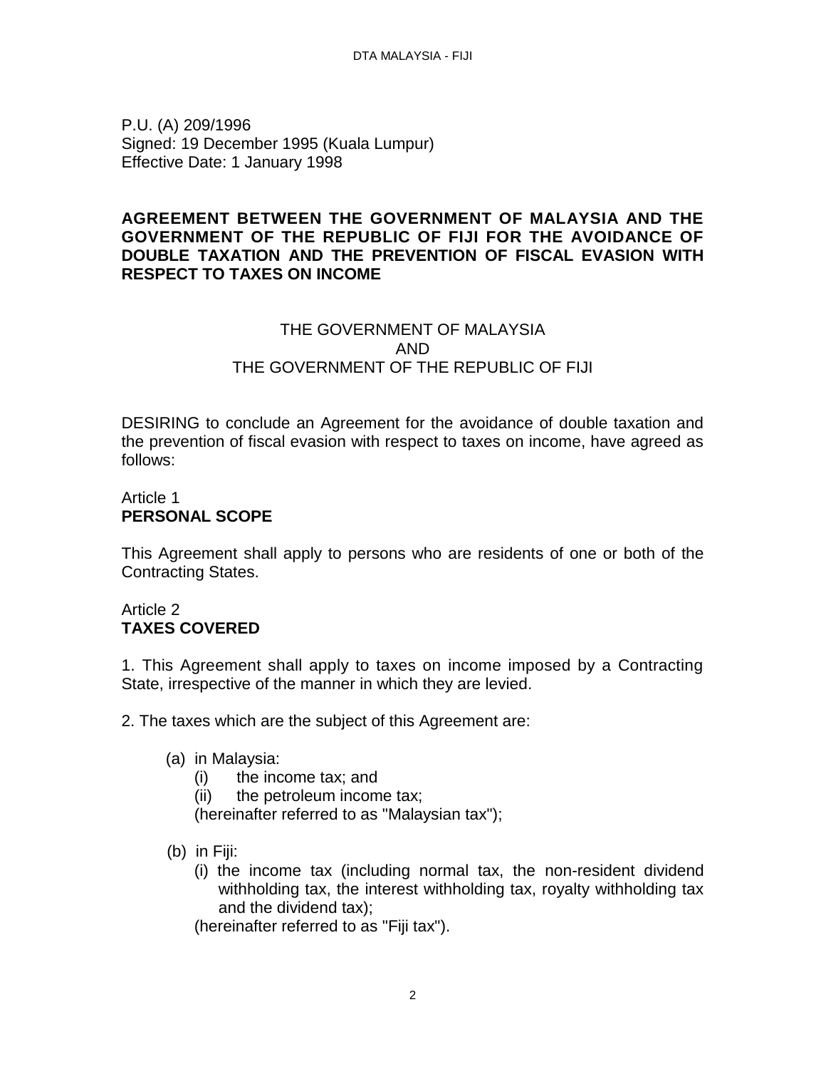P.U. (A) 209/1996
Signed: 19 December 1995 (Kuala Lumpur)
Effective Date: 1 January 1998

**AGREEMENT BETWEEN THE GOVERNMENT OF MALAYSIA AND THE GOVERNMENT OF THE REPUBLIC OF FIJI FOR THE AVOIDANCE OF DOUBLE TAXATION AND THE PREVENTION OF FISCAL EVASION WITH RESPECT TO TAXES ON INCOME**

THE GOVERNMENT OF MALAYSIA
AND
THE GOVERNMENT OF THE REPUBLIC OF FIJI

DESIRING to conclude an Agreement for the avoidance of double taxation and the prevention of fiscal evasion with respect to taxes on income, have agreed as follows:

Article 1
**PERSONAL SCOPE**

This Agreement shall apply to persons who are residents of one or both of the Contracting States.

Article 2
**TAXES COVERED**

1. This Agreement shall apply to taxes on income imposed by a Contracting State, irrespective of the manner in which they are levied.

2. The taxes which are the subject of this Agreement are:

(a) in Malaysia:
  (i) the income tax; and
  (ii) the petroleum income tax;
  (hereinafter referred to as "Malaysian tax");

(b) in Fiji:
  (i) the income tax (including normal tax, the non-resident dividend withholding tax, the interest withholding tax, royalty withholding tax and the dividend tax);
  (hereinafter referred to as "Fiji tax").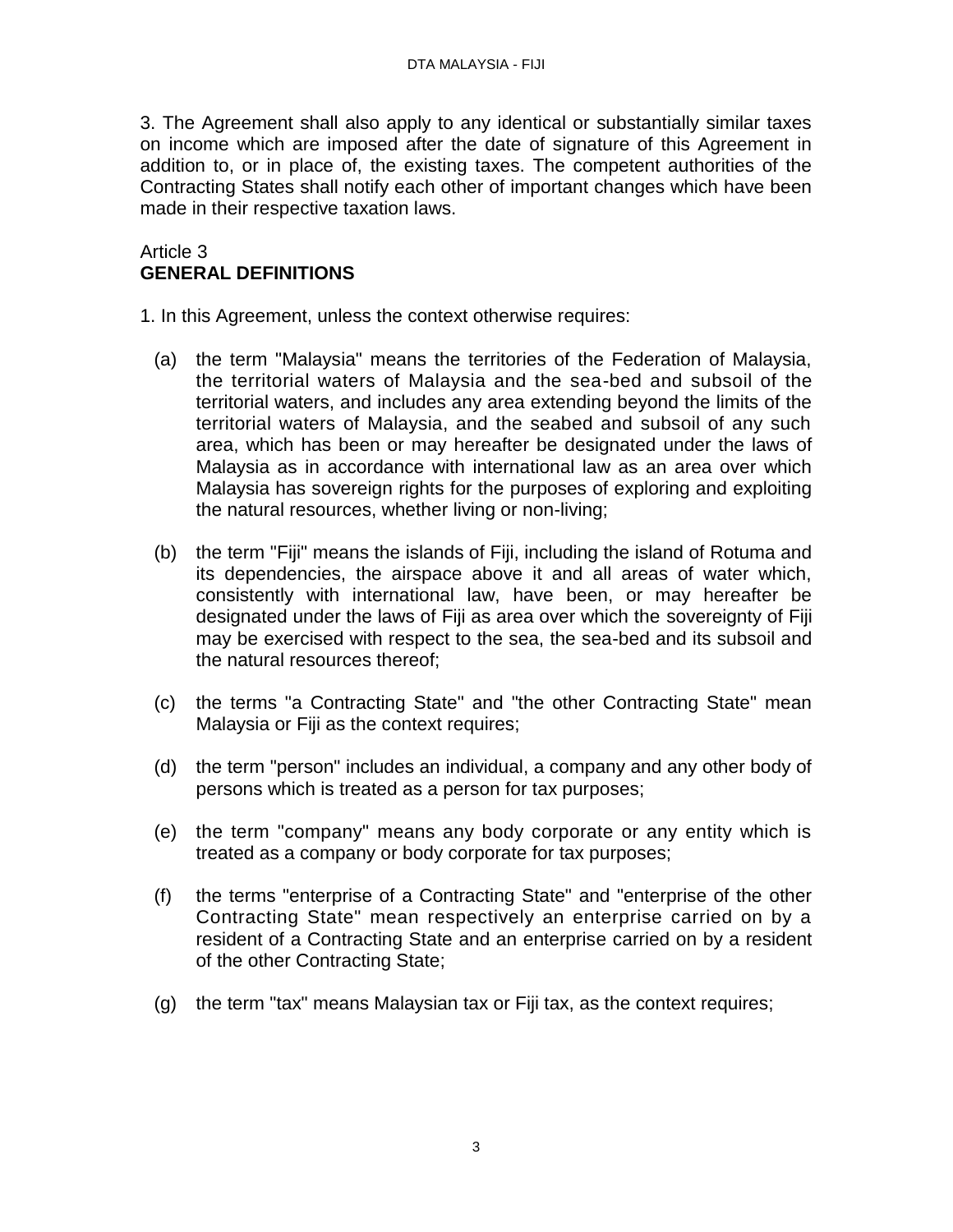3. The Agreement shall also apply to any identical or substantially similar taxes on income which are imposed after the date of signature of this Agreement in addition to, or in place of, the existing taxes. The competent authorities of the Contracting States shall notify each other of important changes which have been made in their respective taxation laws.

Article 3
**GENERAL DEFINITIONS**

1. In this Agreement, unless the context otherwise requires:

(a) the term "Malaysia" means the territories of the Federation of Malaysia, the territorial waters of Malaysia and the sea-bed and subsoil of the territorial waters, and includes any area extending beyond the limits of the territorial waters of Malaysia, and the seabed and subsoil of any such area, which has been or may hereafter be designated under the laws of Malaysia as in accordance with international law as an area over which Malaysia has sovereign rights for the purposes of exploring and exploiting the natural resources, whether living or non-living;

(b) the term "Fiji" means the islands of Fiji, including the island of Rotuma and its dependencies, the airspace above it and all areas of water which, consistently with international law, have been, or may hereafter be designated under the laws of Fiji as area over which the sovereignty of Fiji may be exercised with respect to the sea, the sea-bed and its subsoil and the natural resources thereof;

(c) the terms "a Contracting State" and "the other Contracting State" mean Malaysia or Fiji as the context requires;

(d) the term "person" includes an individual, a company and any other body of persons which is treated as a person for tax purposes;

(e) the term "company" means any body corporate or any entity which is treated as a company or body corporate for tax purposes;

(f) the terms "enterprise of a Contracting State" and "enterprise of the other Contracting State" mean respectively an enterprise carried on by a resident of a Contracting State and an enterprise carried on by a resident of the other Contracting State;

(g) the term "tax" means Malaysian tax or Fiji tax, as the context requires;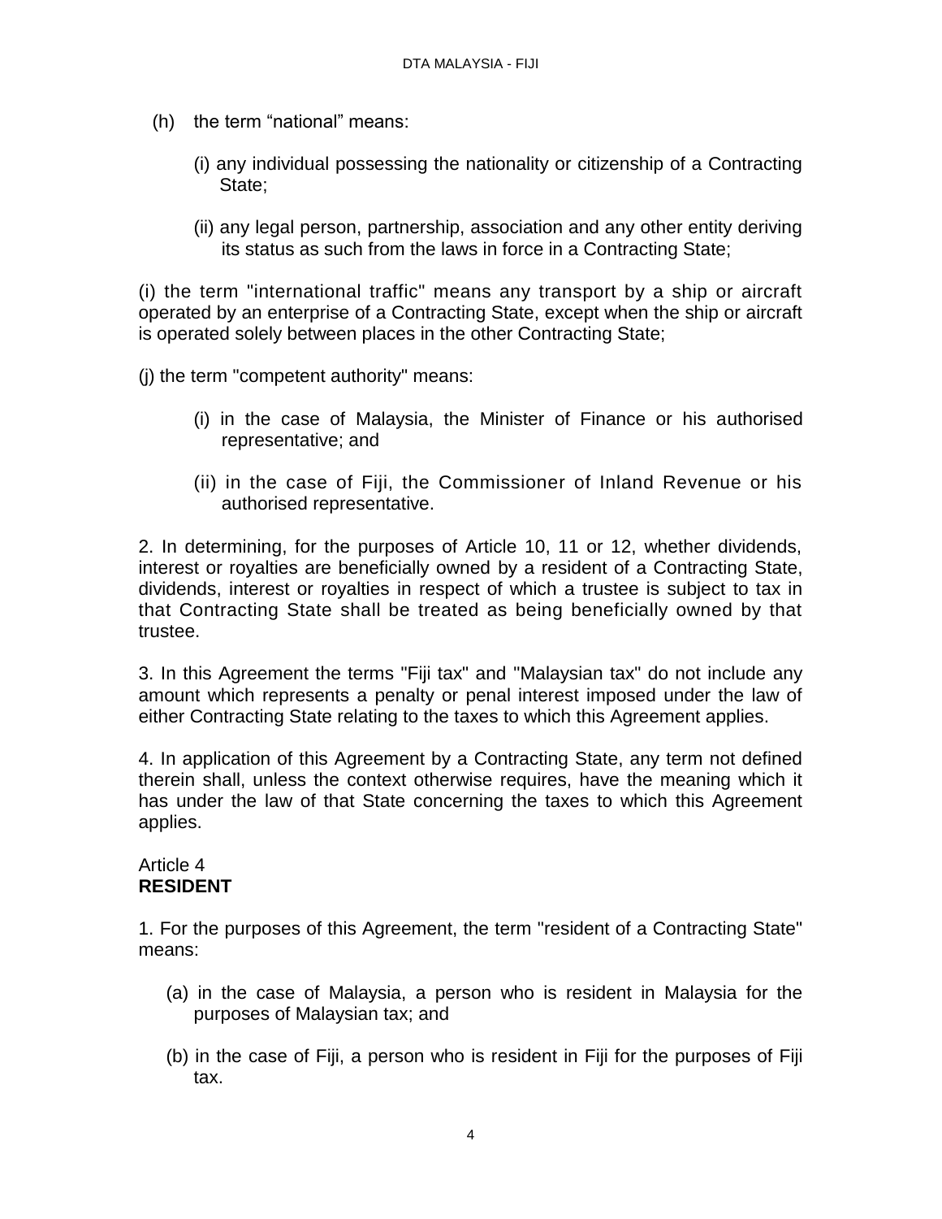(h) the term “national” means:

  (i) any individual possessing the nationality or citizenship of a Contracting State;

  (ii) any legal person, partnership, association and any other entity deriving its status as such from the laws in force in a Contracting State;

(i) the term "international traffic" means any transport by a ship or aircraft operated by an enterprise of a Contracting State, except when the ship or aircraft is operated solely between places in the other Contracting State;

(j) the term "competent authority" means:

  (i) in the case of Malaysia, the Minister of Finance or his authorised representative; and

  (ii) in the case of Fiji, the Commissioner of Inland Revenue or his authorised representative.

2. In determining, for the purposes of Article 10, 11 or 12, whether dividends, interest or royalties are beneficially owned by a resident of a Contracting State, dividends, interest or royalties in respect of which a trustee is subject to tax in that Contracting State shall be treated as being beneficially owned by that trustee.

3. In this Agreement the terms "Fiji tax" and "Malaysian tax" do not include any amount which represents a penalty or penal interest imposed under the law of either Contracting State relating to the taxes to which this Agreement applies.

4. In application of this Agreement by a Contracting State, any term not defined therein shall, unless the context otherwise requires, have the meaning which it has under the law of that State concerning the taxes to which this Agreement applies.

Article 4
**RESIDENT**

1. For the purposes of this Agreement, the term "resident of a Contracting State" means:

  (a) in the case of Malaysia, a person who is resident in Malaysia for the purposes of Malaysian tax; and

  (b) in the case of Fiji, a person who is resident in Fiji for the purposes of Fiji tax.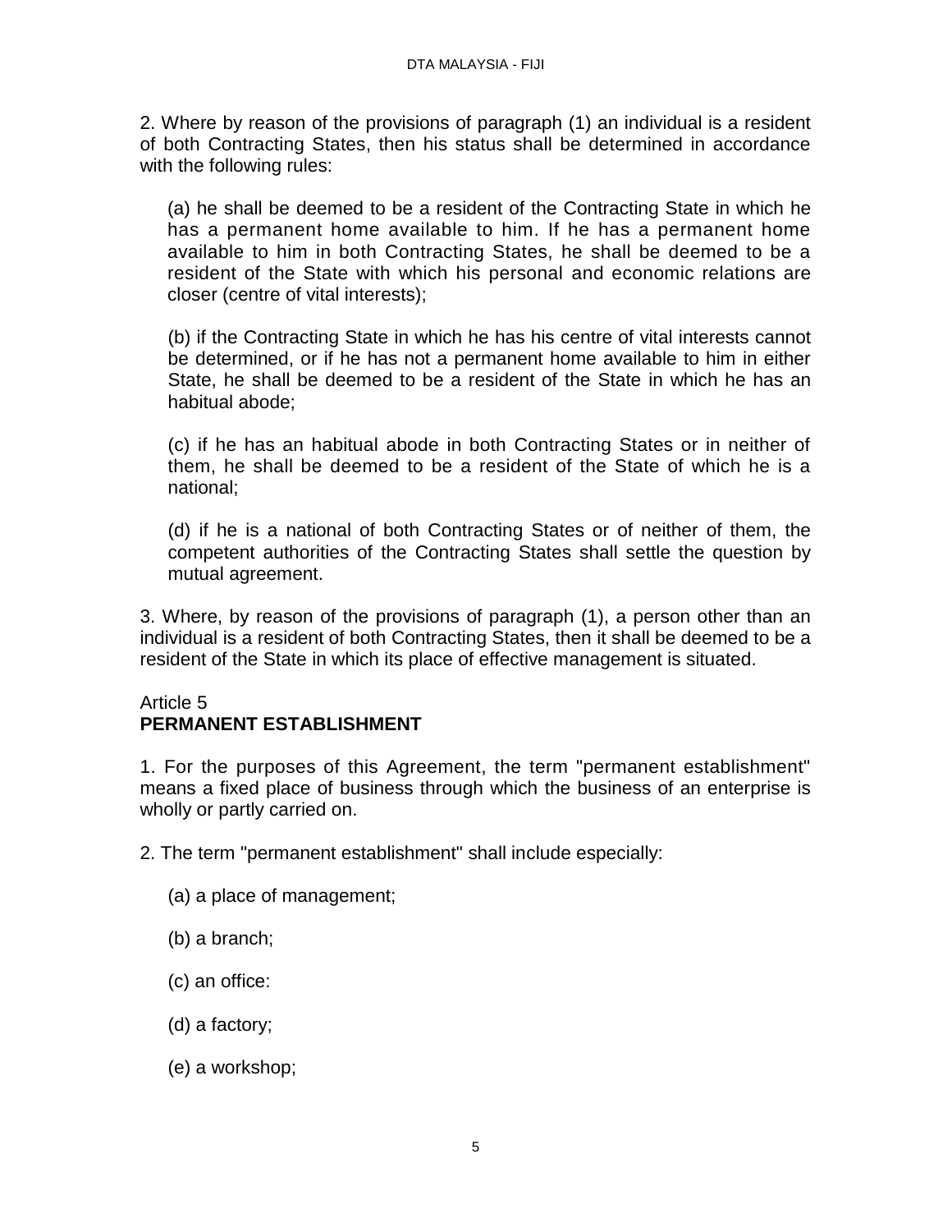2. Where by reason of the provisions of paragraph (1) an individual is a resident of both Contracting States, then his status shall be determined in accordance with the following rules:

(a) he shall be deemed to be a resident of the Contracting State in which he has a permanent home available to him. If he has a permanent home available to him in both Contracting States, he shall be deemed to be a resident of the State with which his personal and economic relations are closer (centre of vital interests);

(b) if the Contracting State in which he has his centre of vital interests cannot be determined, or if he has not a permanent home available to him in either State, he shall be deemed to be a resident of the State in which he has an habitual abode;

(c) if he has an habitual abode in both Contracting States or in neither of them, he shall be deemed to be a resident of the State of which he is a national;

(d) if he is a national of both Contracting States or of neither of them, the competent authorities of the Contracting States shall settle the question by mutual agreement.

3. Where, by reason of the provisions of paragraph (1), a person other than an individual is a resident of both Contracting States, then it shall be deemed to be a resident of the State in which its place of effective management is situated.

Article 5
**PERMANENT ESTABLISHMENT**

1. For the purposes of this Agreement, the term "permanent establishment" means a fixed place of business through which the business of an enterprise is wholly or partly carried on.

2. The term "permanent establishment" shall include especially:

(a) a place of management;

(b) a branch;

(c) an office:

(d) a factory;

(e) a workshop;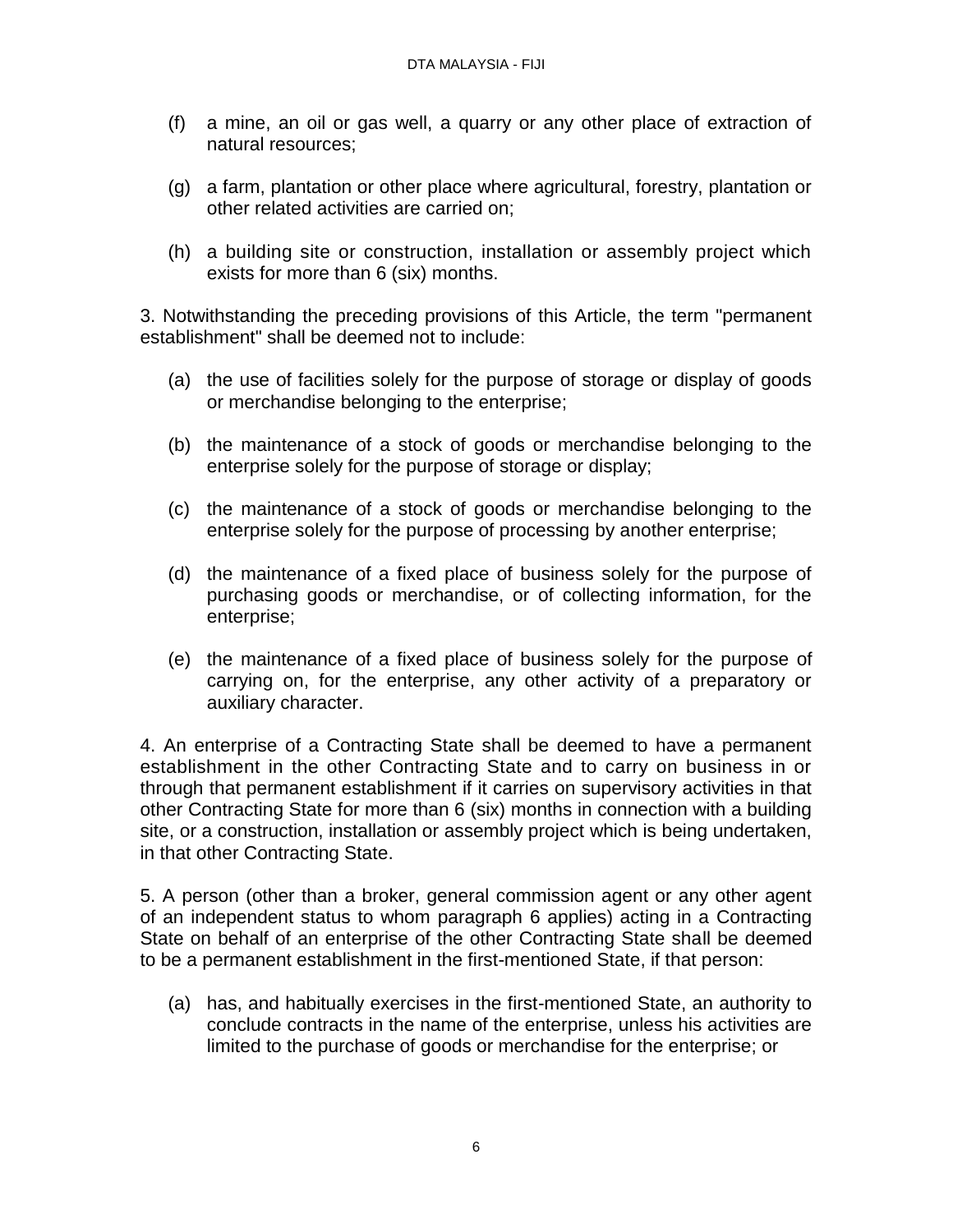(f) a mine, an oil or gas well, a quarry or any other place of extraction of natural resources;

(g) a farm, plantation or other place where agricultural, forestry, plantation or other related activities are carried on;

(h) a building site or construction, installation or assembly project which exists for more than 6 (six) months.

3. Notwithstanding the preceding provisions of this Article, the term "permanent establishment" shall be deemed not to include:

(a) the use of facilities solely for the purpose of storage or display of goods or merchandise belonging to the enterprise;

(b) the maintenance of a stock of goods or merchandise belonging to the enterprise solely for the purpose of storage or display;

(c) the maintenance of a stock of goods or merchandise belonging to the enterprise solely for the purpose of processing by another enterprise;

(d) the maintenance of a fixed place of business solely for the purpose of purchasing goods or merchandise, or of collecting information, for the enterprise;

(e) the maintenance of a fixed place of business solely for the purpose of carrying on, for the enterprise, any other activity of a preparatory or auxiliary character.

4. An enterprise of a Contracting State shall be deemed to have a permanent establishment in the other Contracting State and to carry on business in or through that permanent establishment if it carries on supervisory activities in that other Contracting State for more than 6 (six) months in connection with a building site, or a construction, installation or assembly project which is being undertaken, in that other Contracting State.

5. A person (other than a broker, general commission agent or any other agent of an independent status to whom paragraph 6 applies) acting in a Contracting State on behalf of an enterprise of the other Contracting State shall be deemed to be a permanent establishment in the first-mentioned State, if that person:

(a) has, and habitually exercises in the first-mentioned State, an authority to conclude contracts in the name of the enterprise, unless his activities are limited to the purchase of goods or merchandise for the enterprise; or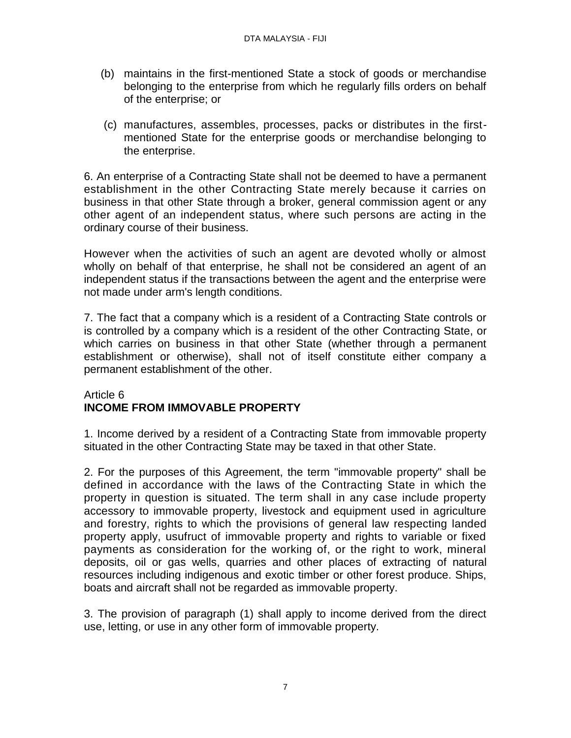(b) maintains in the first-mentioned State a stock of goods or merchandise belonging to the enterprise from which he regularly fills orders on behalf of the enterprise; or

(c) manufactures, assembles, processes, packs or distributes in the first-mentioned State for the enterprise goods or merchandise belonging to the enterprise.

6. An enterprise of a Contracting State shall not be deemed to have a permanent establishment in the other Contracting State merely because it carries on business in that other State through a broker, general commission agent or any other agent of an independent status, where such persons are acting in the ordinary course of their business.

However when the activities of such an agent are devoted wholly or almost wholly on behalf of that enterprise, he shall not be considered an agent of an independent status if the transactions between the agent and the enterprise were not made under arm's length conditions.

7. The fact that a company which is a resident of a Contracting State controls or is controlled by a company which is a resident of the other Contracting State, or which carries on business in that other State (whether through a permanent establishment or otherwise), shall not of itself constitute either company a permanent establishment of the other.

## Article 6
## INCOME FROM IMMOVABLE PROPERTY

1. Income derived by a resident of a Contracting State from immovable property situated in the other Contracting State may be taxed in that other State.

2. For the purposes of this Agreement, the term "immovable property" shall be defined in accordance with the laws of the Contracting State in which the property in question is situated. The term shall in any case include property accessory to immovable property, livestock and equipment used in agriculture and forestry, rights to which the provisions of general law respecting landed property apply, usufruct of immovable property and rights to variable or fixed payments as consideration for the working of, or the right to work, mineral deposits, oil or gas wells, quarries and other places of extracting of natural resources including indigenous and exotic timber or other forest produce. Ships, boats and aircraft shall not be regarded as immovable property.

3. The provision of paragraph (1) shall apply to income derived from the direct use, letting, or use in any other form of immovable property.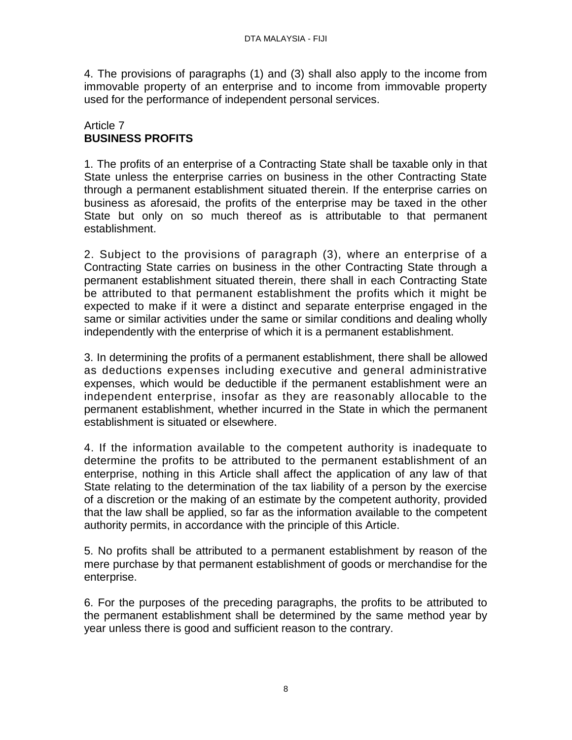4. The provisions of paragraphs (1) and (3) shall also apply to the income from immovable property of an enterprise and to income from immovable property used for the performance of independent personal services.

## Article 7
## **BUSINESS PROFITS**

1. The profits of an enterprise of a Contracting State shall be taxable only in that State unless the enterprise carries on business in the other Contracting State through a permanent establishment situated therein. If the enterprise carries on business as aforesaid, the profits of the enterprise may be taxed in the other State but only on so much thereof as is attributable to that permanent establishment.

2. Subject to the provisions of paragraph (3), where an enterprise of a Contracting State carries on business in the other Contracting State through a permanent establishment situated therein, there shall in each Contracting State be attributed to that permanent establishment the profits which it might be expected to make if it were a distinct and separate enterprise engaged in the same or similar activities under the same or similar conditions and dealing wholly independently with the enterprise of which it is a permanent establishment.

3. In determining the profits of a permanent establishment, there shall be allowed as deductions expenses including executive and general administrative expenses, which would be deductible if the permanent establishment were an independent enterprise, insofar as they are reasonably allocable to the permanent establishment, whether incurred in the State in which the permanent establishment is situated or elsewhere.

4. If the information available to the competent authority is inadequate to determine the profits to be attributed to the permanent establishment of an enterprise, nothing in this Article shall affect the application of any law of that State relating to the determination of the tax liability of a person by the exercise of a discretion or the making of an estimate by the competent authority, provided that the law shall be applied, so far as the information available to the competent authority permits, in accordance with the principle of this Article.

5. No profits shall be attributed to a permanent establishment by reason of the mere purchase by that permanent establishment of goods or merchandise for the enterprise.

6. For the purposes of the preceding paragraphs, the profits to be attributed to the permanent establishment shall be determined by the same method year by year unless there is good and sufficient reason to the contrary.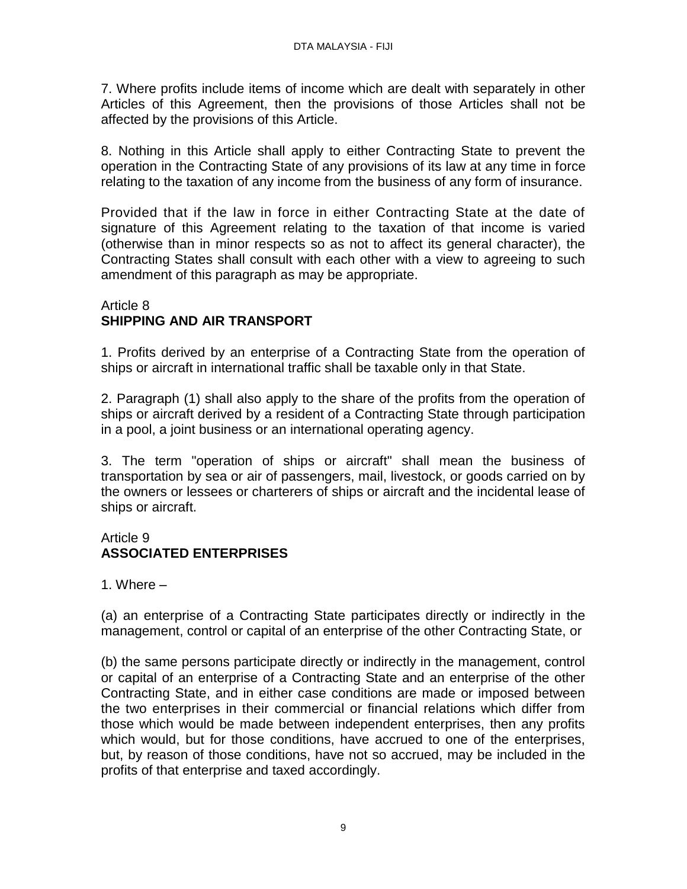7. Where profits include items of income which are dealt with separately in other Articles of this Agreement, then the provisions of those Articles shall not be affected by the provisions of this Article.

8. Nothing in this Article shall apply to either Contracting State to prevent the operation in the Contracting State of any provisions of its law at any time in force relating to the taxation of any income from the business of any form of insurance.

Provided that if the law in force in either Contracting State at the date of signature of this Agreement relating to the taxation of that income is varied (otherwise than in minor respects so as not to affect its general character), the Contracting States shall consult with each other with a view to agreeing to such amendment of this paragraph as may be appropriate.

## Article 8
## **SHIPPING AND AIR TRANSPORT**

1. Profits derived by an enterprise of a Contracting State from the operation of ships or aircraft in international traffic shall be taxable only in that State.

2. Paragraph (1) shall also apply to the share of the profits from the operation of ships or aircraft derived by a resident of a Contracting State through participation in a pool, a joint business or an international operating agency.

3. The term "operation of ships or aircraft" shall mean the business of transportation by sea or air of passengers, mail, livestock, or goods carried on by the owners or lessees or charterers of ships or aircraft and the incidental lease of ships or aircraft.

## Article 9
## **ASSOCIATED ENTERPRISES**

1. Where –

(a) an enterprise of a Contracting State participates directly or indirectly in the management, control or capital of an enterprise of the other Contracting State, or

(b) the same persons participate directly or indirectly in the management, control or capital of an enterprise of a Contracting State and an enterprise of the other Contracting State, and in either case conditions are made or imposed between the two enterprises in their commercial or financial relations which differ from those which would be made between independent enterprises, then any profits which would, but for those conditions, have accrued to one of the enterprises, but, by reason of those conditions, have not so accrued, may be included in the profits of that enterprise and taxed accordingly.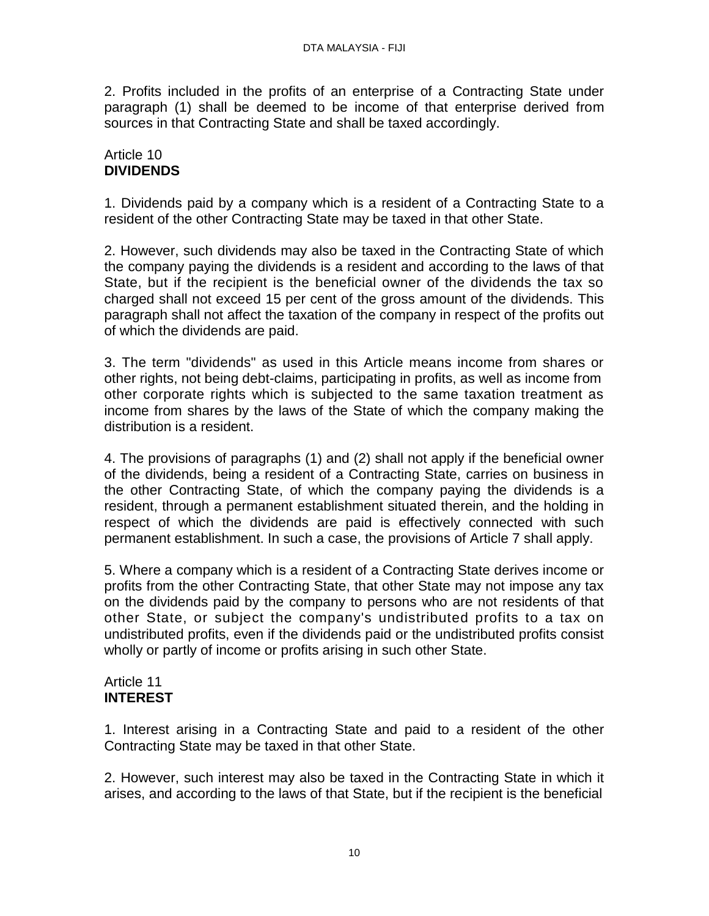2. Profits included in the profits of an enterprise of a Contracting State under paragraph (1) shall be deemed to be income of that enterprise derived from sources in that Contracting State and shall be taxed accordingly.

## Article 10
## **DIVIDENDS**

1. Dividends paid by a company which is a resident of a Contracting State to a resident of the other Contracting State may be taxed in that other State.

2. However, such dividends may also be taxed in the Contracting State of which the company paying the dividends is a resident and according to the laws of that State, but if the recipient is the beneficial owner of the dividends the tax so charged shall not exceed 15 per cent of the gross amount of the dividends. This paragraph shall not affect the taxation of the company in respect of the profits out of which the dividends are paid.

3. The term "dividends" as used in this Article means income from shares or other rights, not being debt-claims, participating in profits, as well as income from other corporate rights which is subjected to the same taxation treatment as income from shares by the laws of the State of which the company making the distribution is a resident.

4. The provisions of paragraphs (1) and (2) shall not apply if the beneficial owner of the dividends, being a resident of a Contracting State, carries on business in the other Contracting State, of which the company paying the dividends is a resident, through a permanent establishment situated therein, and the holding in respect of which the dividends are paid is effectively connected with such permanent establishment. In such a case, the provisions of Article 7 shall apply.

5. Where a company which is a resident of a Contracting State derives income or profits from the other Contracting State, that other State may not impose any tax on the dividends paid by the company to persons who are not residents of that other State, or subject the company's undistributed profits to a tax on undistributed profits, even if the dividends paid or the undistributed profits consist wholly or partly of income or profits arising in such other State.

## Article 11
## **INTEREST**

1. Interest arising in a Contracting State and paid to a resident of the other Contracting State may be taxed in that other State.

2. However, such interest may also be taxed in the Contracting State in which it arises, and according to the laws of that State, but if the recipient is the beneficial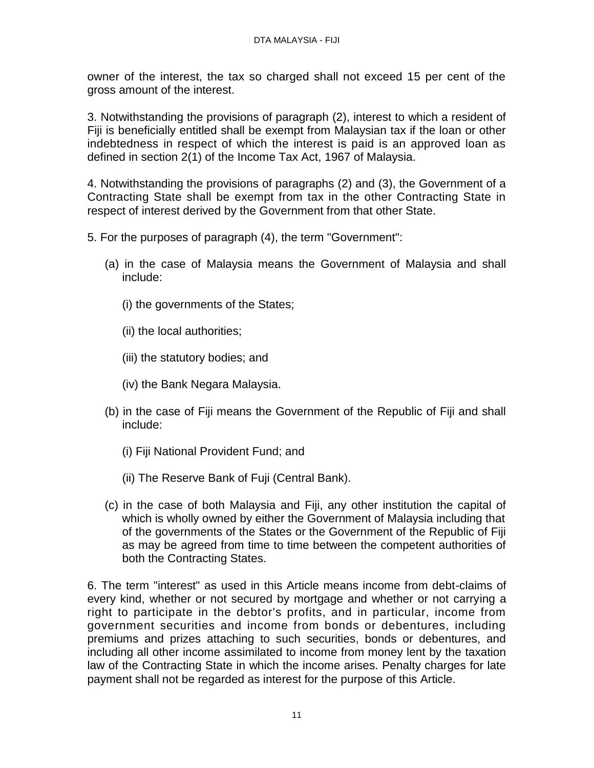owner of the interest, the tax so charged shall not exceed 15 per cent of the gross amount of the interest.

3. Notwithstanding the provisions of paragraph (2), interest to which a resident of Fiji is beneficially entitled shall be exempt from Malaysian tax if the loan or other indebtedness in respect of which the interest is paid is an approved loan as defined in section 2(1) of the Income Tax Act, 1967 of Malaysia.

4. Notwithstanding the provisions of paragraphs (2) and (3), the Government of a Contracting State shall be exempt from tax in the other Contracting State in respect of interest derived by the Government from that other State.

5. For the purposes of paragraph (4), the term "Government":

(a) in the case of Malaysia means the Government of Malaysia and shall include:

(i) the governments of the States;

(ii) the local authorities;

(iii) the statutory bodies; and

(iv) the Bank Negara Malaysia.

(b) in the case of Fiji means the Government of the Republic of Fiji and shall include:

(i) Fiji National Provident Fund; and

(ii) The Reserve Bank of Fuji (Central Bank).

(c) in the case of both Malaysia and Fiji, any other institution the capital of which is wholly owned by either the Government of Malaysia including that of the governments of the States or the Government of the Republic of Fiji as may be agreed from time to time between the competent authorities of both the Contracting States.

6. The term "interest" as used in this Article means income from debt-claims of every kind, whether or not secured by mortgage and whether or not carrying a right to participate in the debtor's profits, and in particular, income from government securities and income from bonds or debentures, including premiums and prizes attaching to such securities, bonds or debentures, and including all other income assimilated to income from money lent by the taxation law of the Contracting State in which the income arises. Penalty charges for late payment shall not be regarded as interest for the purpose of this Article.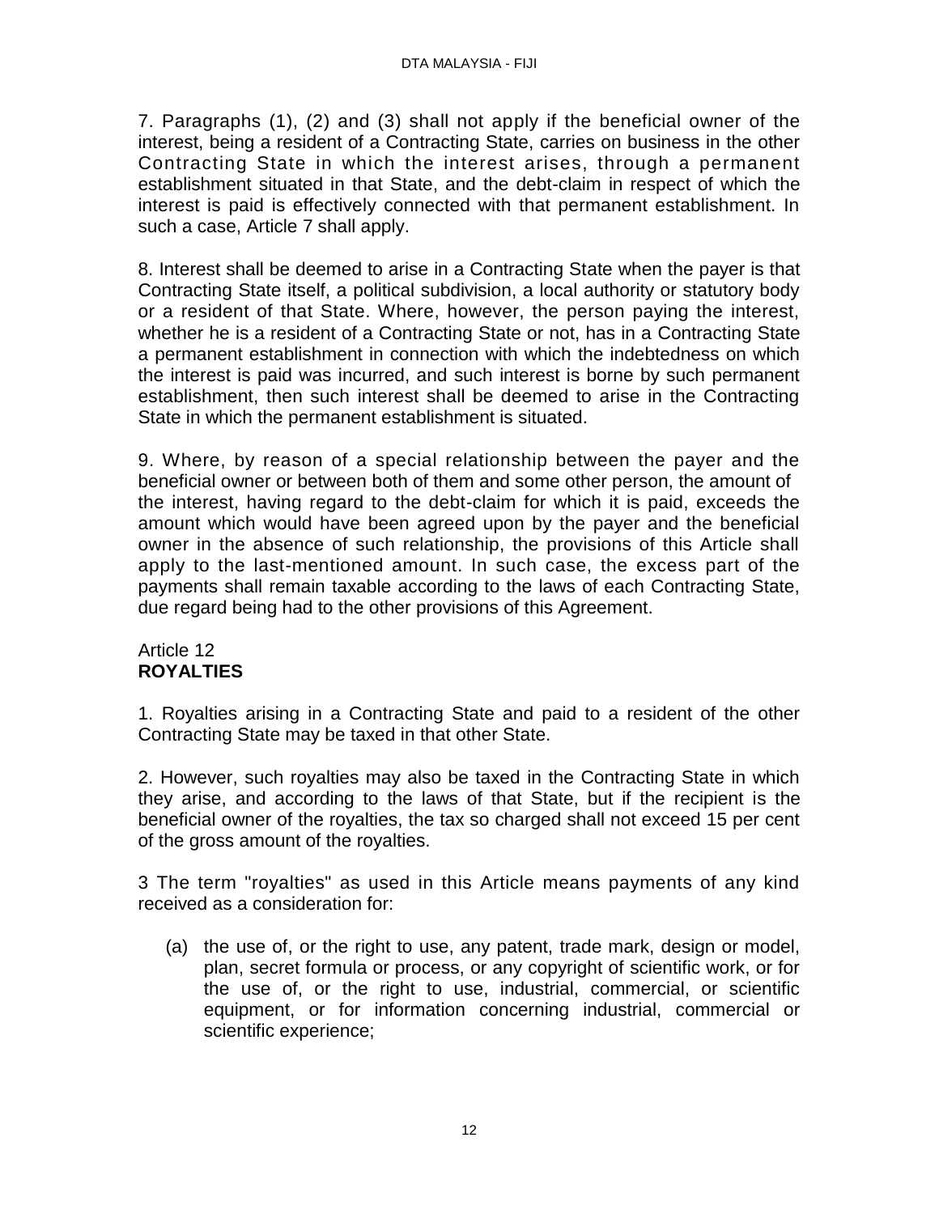7. Paragraphs (1), (2) and (3) shall not apply if the beneficial owner of the interest, being a resident of a Contracting State, carries on business in the other Contracting State in which the interest arises, through a permanent establishment situated in that State, and the debt-claim in respect of which the interest is paid is effectively connected with that permanent establishment. In such a case, Article 7 shall apply.

8. Interest shall be deemed to arise in a Contracting State when the payer is that Contracting State itself, a political subdivision, a local authority or statutory body or a resident of that State. Where, however, the person paying the interest, whether he is a resident of a Contracting State or not, has in a Contracting State a permanent establishment in connection with which the indebtedness on which the interest is paid was incurred, and such interest is borne by such permanent establishment, then such interest shall be deemed to arise in the Contracting State in which the permanent establishment is situated.

9. Where, by reason of a special relationship between the payer and the beneficial owner or between both of them and some other person, the amount of the interest, having regard to the debt-claim for which it is paid, exceeds the amount which would have been agreed upon by the payer and the beneficial owner in the absence of such relationship, the provisions of this Article shall apply to the last-mentioned amount. In such case, the excess part of the payments shall remain taxable according to the laws of each Contracting State, due regard being had to the other provisions of this Agreement.

Article 12
**ROYALTIES**

1. Royalties arising in a Contracting State and paid to a resident of the other Contracting State may be taxed in that other State.

2. However, such royalties may also be taxed in the Contracting State in which they arise, and according to the laws of that State, but if the recipient is the beneficial owner of the royalties, the tax so charged shall not exceed 15 per cent of the gross amount of the royalties.

3 The term "royalties" as used in this Article means payments of any kind received as a consideration for:

(a) the use of, or the right to use, any patent, trade mark, design or model, plan, secret formula or process, or any copyright of scientific work, or for the use of, or the right to use, industrial, commercial, or scientific equipment, or for information concerning industrial, commercial or scientific experience;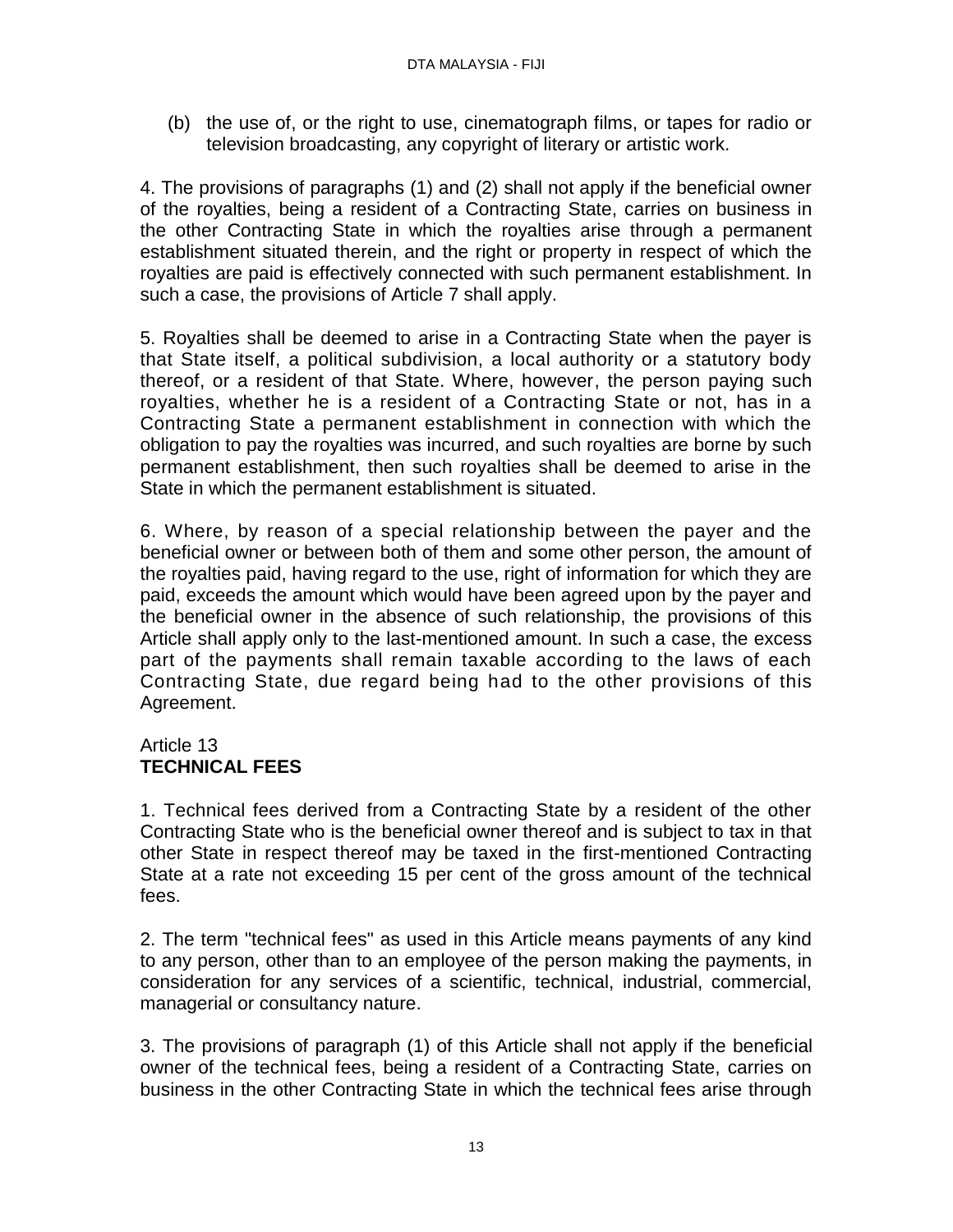(b) the use of, or the right to use, cinematograph films, or tapes for radio or television broadcasting, any copyright of literary or artistic work.

4. The provisions of paragraphs (1) and (2) shall not apply if the beneficial owner of the royalties, being a resident of a Contracting State, carries on business in the other Contracting State in which the royalties arise through a permanent establishment situated therein, and the right or property in respect of which the royalties are paid is effectively connected with such permanent establishment. In such a case, the provisions of Article 7 shall apply.

5. Royalties shall be deemed to arise in a Contracting State when the payer is that State itself, a political subdivision, a local authority or a statutory body thereof, or a resident of that State. Where, however, the person paying such royalties, whether he is a resident of a Contracting State or not, has in a Contracting State a permanent establishment in connection with which the obligation to pay the royalties was incurred, and such royalties are borne by such permanent establishment, then such royalties shall be deemed to arise in the State in which the permanent establishment is situated.

6. Where, by reason of a special relationship between the payer and the beneficial owner or between both of them and some other person, the amount of the royalties paid, having regard to the use, right of information for which they are paid, exceeds the amount which would have been agreed upon by the payer and the beneficial owner in the absence of such relationship, the provisions of this Article shall apply only to the last-mentioned amount. In such a case, the excess part of the payments shall remain taxable according to the laws of each Contracting State, due regard being had to the other provisions of this Agreement.

## Article 13
## **TECHNICAL FEES**

1. Technical fees derived from a Contracting State by a resident of the other Contracting State who is the beneficial owner thereof and is subject to tax in that other State in respect thereof may be taxed in the first-mentioned Contracting State at a rate not exceeding 15 per cent of the gross amount of the technical fees.

2. The term "technical fees" as used in this Article means payments of any kind to any person, other than to an employee of the person making the payments, in consideration for any services of a scientific, technical, industrial, commercial, managerial or consultancy nature.

3. The provisions of paragraph (1) of this Article shall not apply if the beneficial owner of the technical fees, being a resident of a Contracting State, carries on business in the other Contracting State in which the technical fees arise through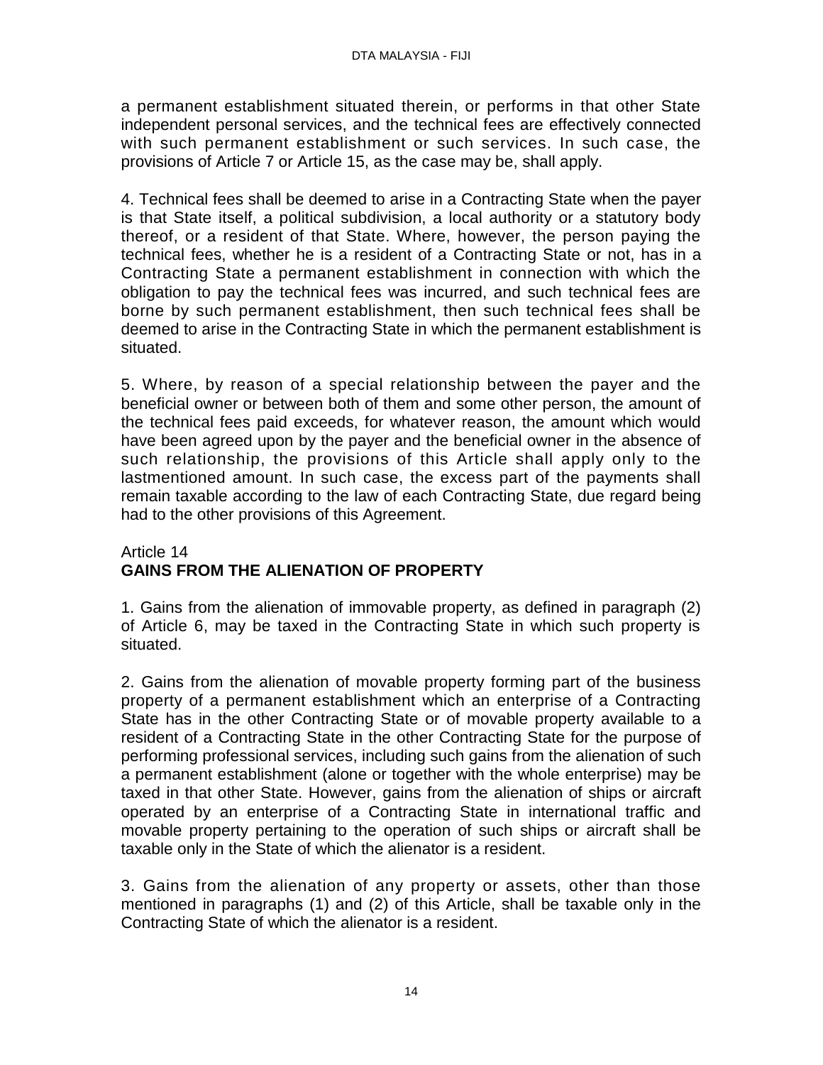a permanent establishment situated therein, or performs in that other State independent personal services, and the technical fees are effectively connected with such permanent establishment or such services. In such case, the provisions of Article 7 or Article 15, as the case may be, shall apply.

4. Technical fees shall be deemed to arise in a Contracting State when the payer is that State itself, a political subdivision, a local authority or a statutory body thereof, or a resident of that State. Where, however, the person paying the technical fees, whether he is a resident of a Contracting State or not, has in a Contracting State a permanent establishment in connection with which the obligation to pay the technical fees was incurred, and such technical fees are borne by such permanent establishment, then such technical fees shall be deemed to arise in the Contracting State in which the permanent establishment is situated.

5. Where, by reason of a special relationship between the payer and the beneficial owner or between both of them and some other person, the amount of the technical fees paid exceeds, for whatever reason, the amount which would have been agreed upon by the payer and the beneficial owner in the absence of such relationship, the provisions of this Article shall apply only to the lastmentioned amount. In such case, the excess part of the payments shall remain taxable according to the law of each Contracting State, due regard being had to the other provisions of this Agreement.

Article 14
## GAINS FROM THE ALIENATION OF PROPERTY

1. Gains from the alienation of immovable property, as defined in paragraph (2) of Article 6, may be taxed in the Contracting State in which such property is situated.

2. Gains from the alienation of movable property forming part of the business property of a permanent establishment which an enterprise of a Contracting State has in the other Contracting State or of movable property available to a resident of a Contracting State in the other Contracting State for the purpose of performing professional services, including such gains from the alienation of such a permanent establishment (alone or together with the whole enterprise) may be taxed in that other State. However, gains from the alienation of ships or aircraft operated by an enterprise of a Contracting State in international traffic and movable property pertaining to the operation of such ships or aircraft shall be taxable only in the State of which the alienator is a resident.

3. Gains from the alienation of any property or assets, other than those mentioned in paragraphs (1) and (2) of this Article, shall be taxable only in the Contracting State of which the alienator is a resident.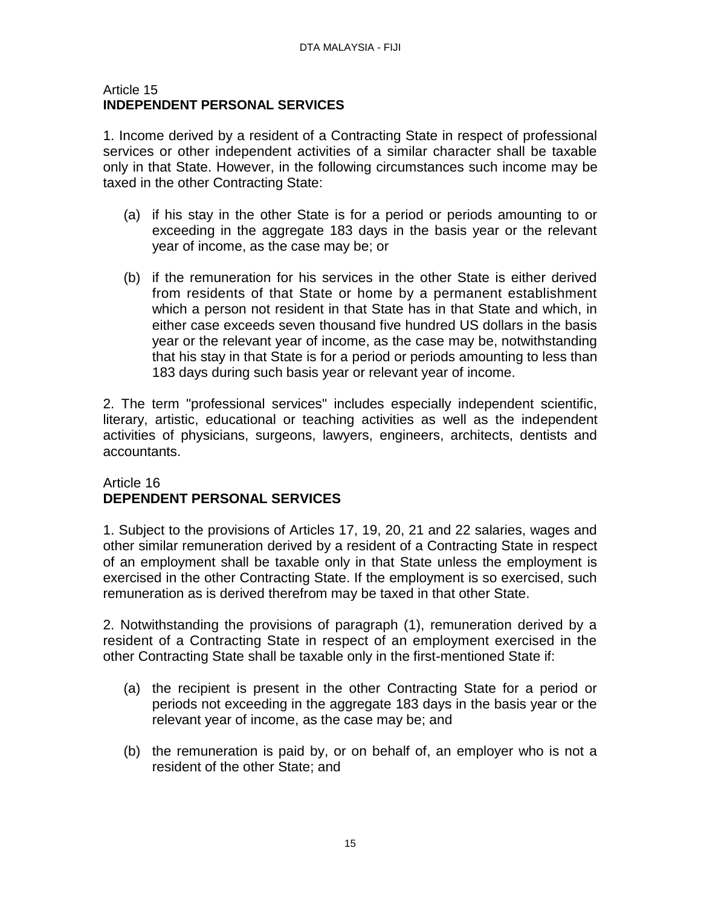Article 15
**INDEPENDENT PERSONAL SERVICES**

1. Income derived by a resident of a Contracting State in respect of professional services or other independent activities of a similar character shall be taxable only in that State. However, in the following circumstances such income may be taxed in the other Contracting State:

   (a) if his stay in the other State is for a period or periods amounting to or exceeding in the aggregate 183 days in the basis year or the relevant year of income, as the case may be; or

   (b) if the remuneration for his services in the other State is either derived from residents of that State or home by a permanent establishment which a person not resident in that State has in that State and which, in either case exceeds seven thousand five hundred US dollars in the basis year or the relevant year of income, as the case may be, notwithstanding that his stay in that State is for a period or periods amounting to less than 183 days during such basis year or relevant year of income.

2. The term "professional services" includes especially independent scientific, literary, artistic, educational or teaching activities as well as the independent activities of physicians, surgeons, lawyers, engineers, architects, dentists and accountants.

Article 16
**DEPENDENT PERSONAL SERVICES**

1. Subject to the provisions of Articles 17, 19, 20, 21 and 22 salaries, wages and other similar remuneration derived by a resident of a Contracting State in respect of an employment shall be taxable only in that State unless the employment is exercised in the other Contracting State. If the employment is so exercised, such remuneration as is derived therefrom may be taxed in that other State.

2. Notwithstanding the provisions of paragraph (1), remuneration derived by a resident of a Contracting State in respect of an employment exercised in the other Contracting State shall be taxable only in the first-mentioned State if:

   (a) the recipient is present in the other Contracting State for a period or periods not exceeding in the aggregate 183 days in the basis year or the relevant year of income, as the case may be; and

   (b) the remuneration is paid by, or on behalf of, an employer who is not a resident of the other State; and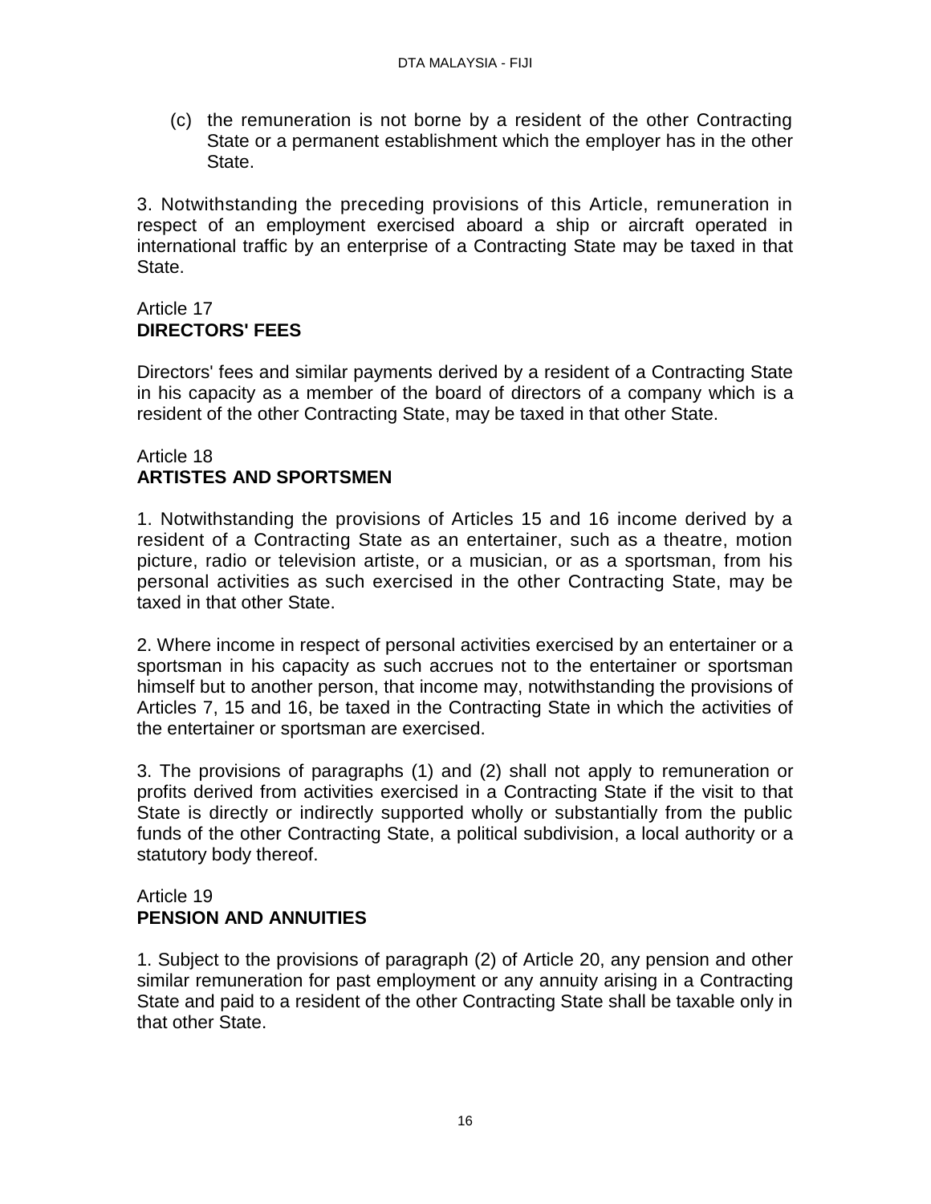(c) the remuneration is not borne by a resident of the other Contracting State or a permanent establishment which the employer has in the other State.

3. Notwithstanding the preceding provisions of this Article, remuneration in respect of an employment exercised aboard a ship or aircraft operated in international traffic by an enterprise of a Contracting State may be taxed in that State.

## Article 17
**DIRECTORS' FEES**

Directors' fees and similar payments derived by a resident of a Contracting State in his capacity as a member of the board of directors of a company which is a resident of the other Contracting State, may be taxed in that other State.

## Article 18
**ARTISTES AND SPORTSMEN**

1. Notwithstanding the provisions of Articles 15 and 16 income derived by a resident of a Contracting State as an entertainer, such as a theatre, motion picture, radio or television artiste, or a musician, or as a sportsman, from his personal activities as such exercised in the other Contracting State, may be taxed in that other State.

2. Where income in respect of personal activities exercised by an entertainer or a sportsman in his capacity as such accrues not to the entertainer or sportsman himself but to another person, that income may, notwithstanding the provisions of Articles 7, 15 and 16, be taxed in the Contracting State in which the activities of the entertainer or sportsman are exercised.

3. The provisions of paragraphs (1) and (2) shall not apply to remuneration or profits derived from activities exercised in a Contracting State if the visit to that State is directly or indirectly supported wholly or substantially from the public funds of the other Contracting State, a political subdivision, a local authority or a statutory body thereof.

## Article 19
**PENSION AND ANNUITIES**

1. Subject to the provisions of paragraph (2) of Article 20, any pension and other similar remuneration for past employment or any annuity arising in a Contracting State and paid to a resident of the other Contracting State shall be taxable only in that other State.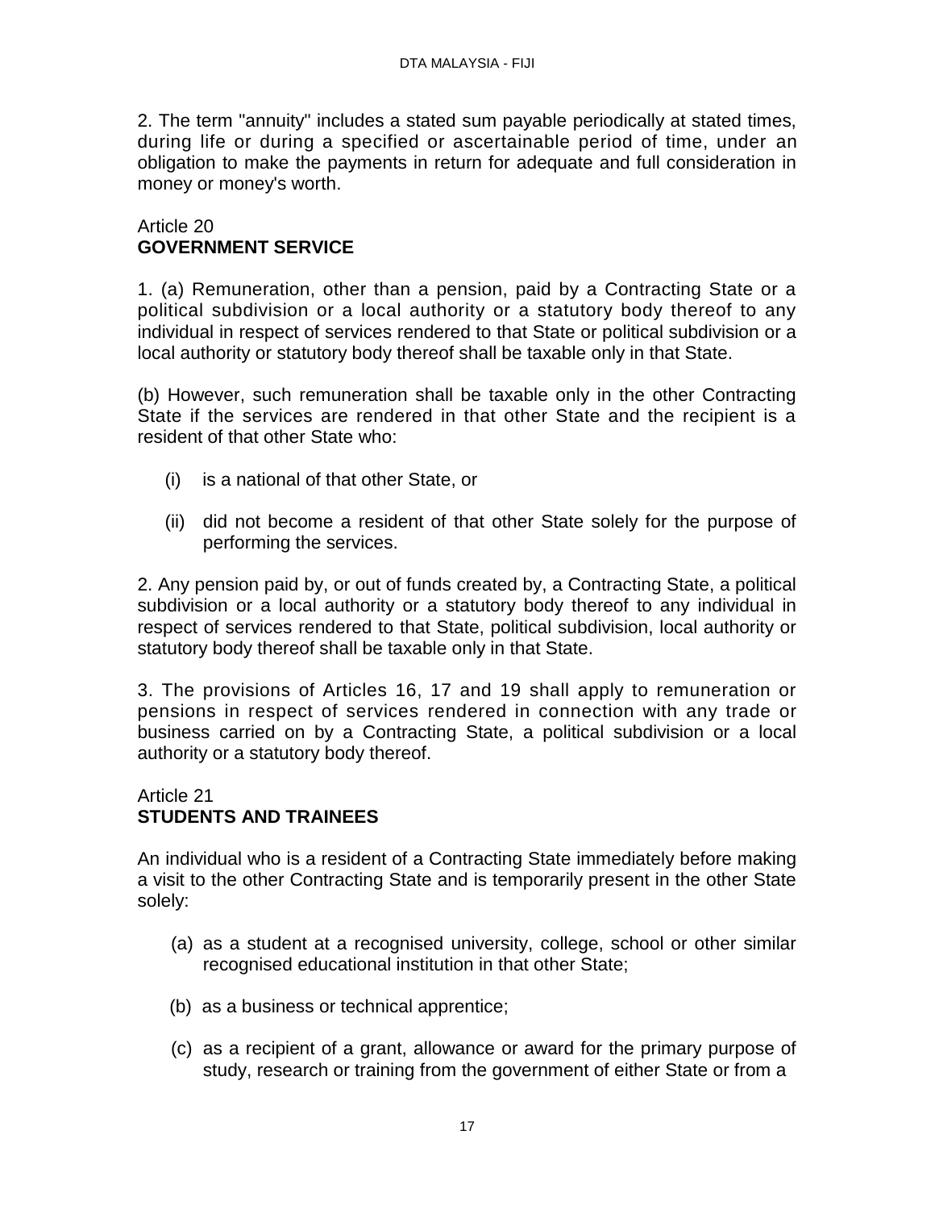2. The term "annuity" includes a stated sum payable periodically at stated times, during life or during a specified or ascertainable period of time, under an obligation to make the payments in return for adequate and full consideration in money or money's worth.

## Article 20
## **GOVERNMENT SERVICE**

1. (a) Remuneration, other than a pension, paid by a Contracting State or a political subdivision or a local authority or a statutory body thereof to any individual in respect of services rendered to that State or political subdivision or a local authority or statutory body thereof shall be taxable only in that State.

(b) However, such remuneration shall be taxable only in the other Contracting State if the services are rendered in that other State and the recipient is a resident of that other State who:

- (i) is a national of that other State, or
- (ii) did not become a resident of that other State solely for the purpose of performing the services.

2. Any pension paid by, or out of funds created by, a Contracting State, a political subdivision or a local authority or a statutory body thereof to any individual in respect of services rendered to that State, political subdivision, local authority or statutory body thereof shall be taxable only in that State.

3. The provisions of Articles 16, 17 and 19 shall apply to remuneration or pensions in respect of services rendered in connection with any trade or business carried on by a Contracting State, a political subdivision or a local authority or a statutory body thereof.

## Article 21
## **STUDENTS AND TRAINEES**

An individual who is a resident of a Contracting State immediately before making a visit to the other Contracting State and is temporarily present in the other State solely:

- (a) as a student at a recognised university, college, school or other similar recognised educational institution in that other State;
- (b) as a business or technical apprentice;
- (c) as a recipient of a grant, allowance or award for the primary purpose of study, research or training from the government of either State or from a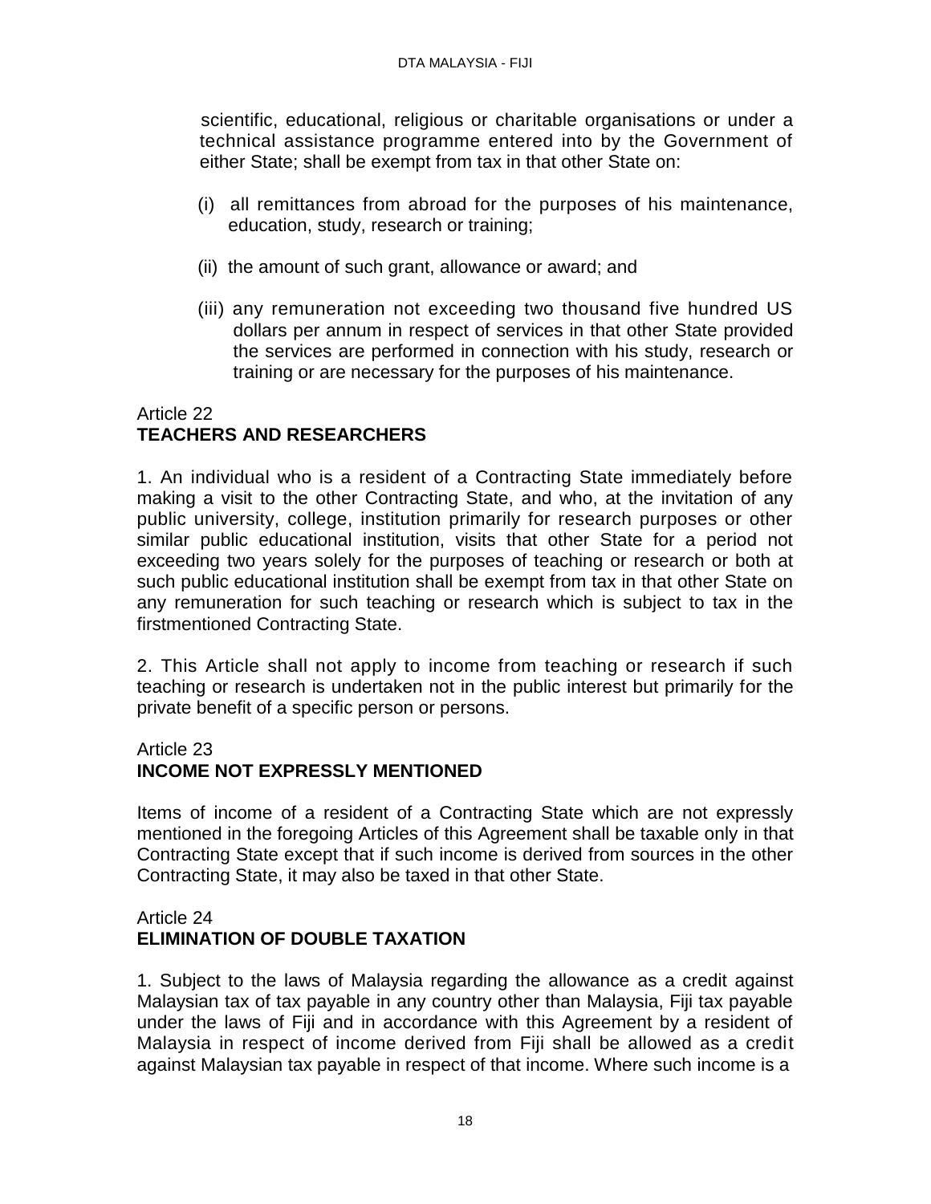scientific, educational, religious or charitable organisations or under a technical assistance programme entered into by the Government of either State; shall be exempt from tax in that other State on:

(i) all remittances from abroad for the purposes of his maintenance, education, study, research or training;

(ii) the amount of such grant, allowance or award; and

(iii) any remuneration not exceeding two thousand five hundred US dollars per annum in respect of services in that other State provided the services are performed in connection with his study, research or training or are necessary for the purposes of his maintenance.

## Article 22
## **TEACHERS AND RESEARCHERS**

1. An individual who is a resident of a Contracting State immediately before making a visit to the other Contracting State, and who, at the invitation of any public university, college, institution primarily for research purposes or other similar public educational institution, visits that other State for a period not exceeding two years solely for the purposes of teaching or research or both at such public educational institution shall be exempt from tax in that other State on any remuneration for such teaching or research which is subject to tax in the firstmentioned Contracting State.

2. This Article shall not apply to income from teaching or research if such teaching or research is undertaken not in the public interest but primarily for the private benefit of a specific person or persons.

## Article 23
## **INCOME NOT EXPRESSLY MENTIONED**

Items of income of a resident of a Contracting State which are not expressly mentioned in the foregoing Articles of this Agreement shall be taxable only in that Contracting State except that if such income is derived from sources in the other Contracting State, it may also be taxed in that other State.

## Article 24
## **ELIMINATION OF DOUBLE TAXATION**

1. Subject to the laws of Malaysia regarding the allowance as a credit against Malaysian tax of tax payable in any country other than Malaysia, Fiji tax payable under the laws of Fiji and in accordance with this Agreement by a resident of Malaysia in respect of income derived from Fiji shall be allowed as a credit against Malaysian tax payable in respect of that income. Where such income is a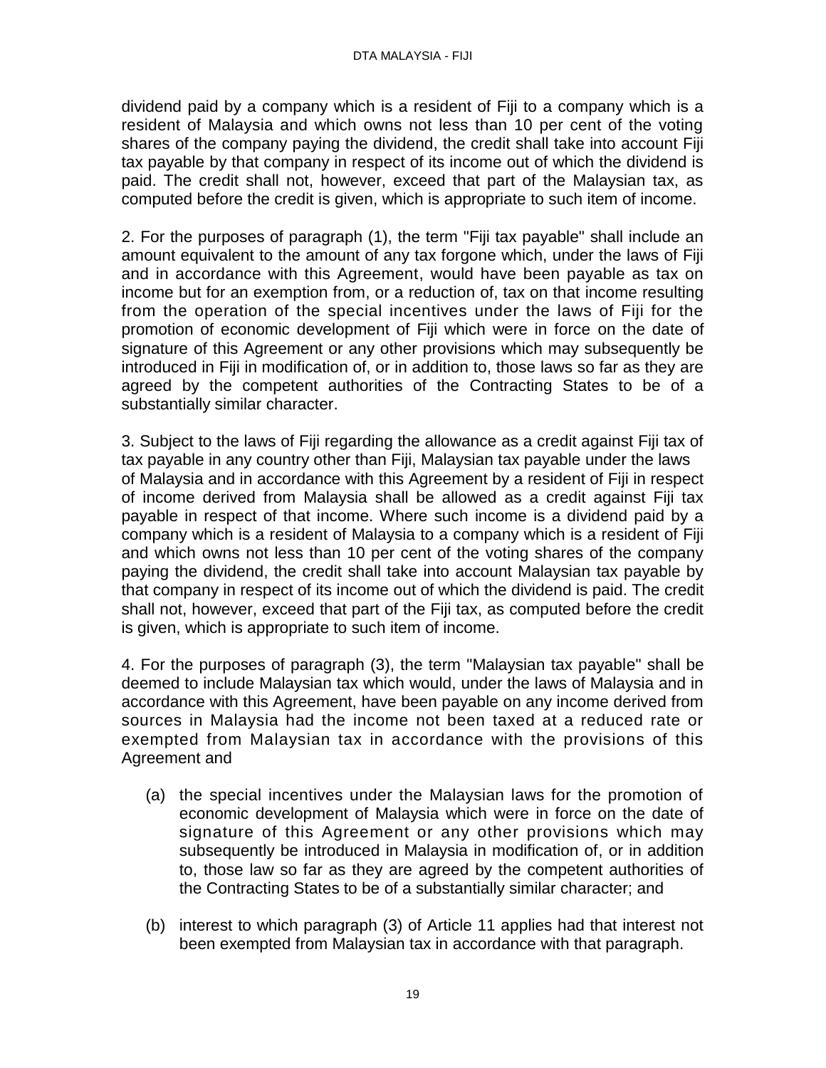dividend paid by a company which is a resident of Fiji to a company which is a resident of Malaysia and which owns not less than 10 per cent of the voting shares of the company paying the dividend, the credit shall take into account Fiji tax payable by that company in respect of its income out of which the dividend is paid. The credit shall not, however, exceed that part of the Malaysian tax, as computed before the credit is given, which is appropriate to such item of income.

2. For the purposes of paragraph (1), the term "Fiji tax payable" shall include an amount equivalent to the amount of any tax forgone which, under the laws of Fiji and in accordance with this Agreement, would have been payable as tax on income but for an exemption from, or a reduction of, tax on that income resulting from the operation of the special incentives under the laws of Fiji for the promotion of economic development of Fiji which were in force on the date of signature of this Agreement or any other provisions which may subsequently be introduced in Fiji in modification of, or in addition to, those laws so far as they are agreed by the competent authorities of the Contracting States to be of a substantially similar character.

3. Subject to the laws of Fiji regarding the allowance as a credit against Fiji tax of tax payable in any country other than Fiji, Malaysian tax payable under the laws of Malaysia and in accordance with this Agreement by a resident of Fiji in respect of income derived from Malaysia shall be allowed as a credit against Fiji tax payable in respect of that income. Where such income is a dividend paid by a company which is a resident of Malaysia to a company which is a resident of Fiji and which owns not less than 10 per cent of the voting shares of the company paying the dividend, the credit shall take into account Malaysian tax payable by that company in respect of its income out of which the dividend is paid. The credit shall not, however, exceed that part of the Fiji tax, as computed before the credit is given, which is appropriate to such item of income.

4. For the purposes of paragraph (3), the term "Malaysian tax payable" shall be deemed to include Malaysian tax which would, under the laws of Malaysia and in accordance with this Agreement, have been payable on any income derived from sources in Malaysia had the income not been taxed at a reduced rate or exempted from Malaysian tax in accordance with the provisions of this Agreement and

(a) the special incentives under the Malaysian laws for the promotion of economic development of Malaysia which were in force on the date of signature of this Agreement or any other provisions which may subsequently be introduced in Malaysia in modification of, or in addition to, those law so far as they are agreed by the competent authorities of the Contracting States to be of a substantially similar character; and

(b) interest to which paragraph (3) of Article 11 applies had that interest not been exempted from Malaysian tax in accordance with that paragraph.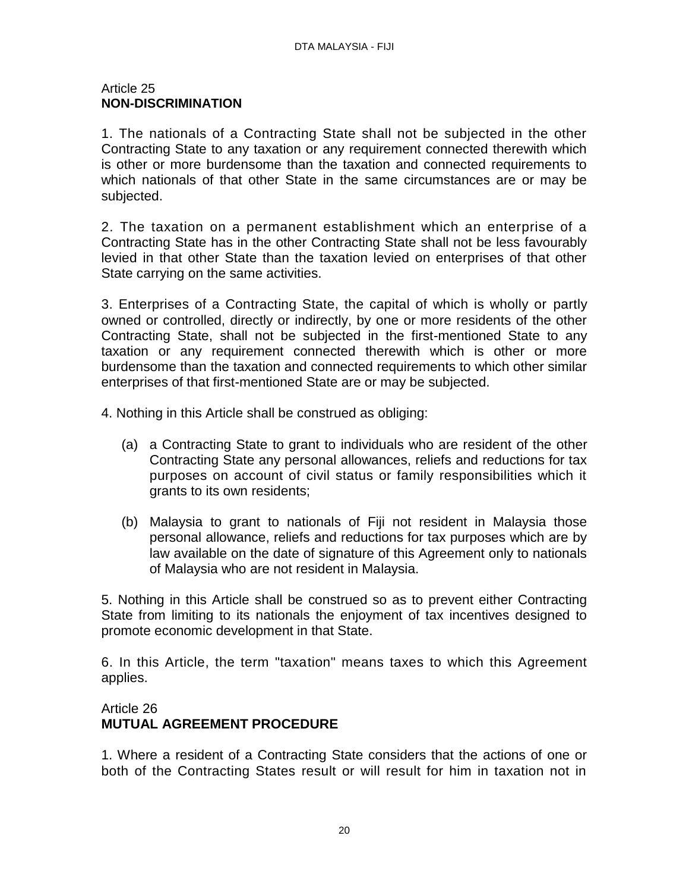Article 25
**NON-DISCRIMINATION**

1. The nationals of a Contracting State shall not be subjected in the other Contracting State to any taxation or any requirement connected therewith which is other or more burdensome than the taxation and connected requirements to which nationals of that other State in the same circumstances are or may be subjected.

2. The taxation on a permanent establishment which an enterprise of a Contracting State has in the other Contracting State shall not be less favourably levied in that other State than the taxation levied on enterprises of that other State carrying on the same activities.

3. Enterprises of a Contracting State, the capital of which is wholly or partly owned or controlled, directly or indirectly, by one or more residents of the other Contracting State, shall not be subjected in the first-mentioned State to any taxation or any requirement connected therewith which is other or more burdensome than the taxation and connected requirements to which other similar enterprises of that first-mentioned State are or may be subjected.

4. Nothing in this Article shall be construed as obliging:

(a) a Contracting State to grant to individuals who are resident of the other Contracting State any personal allowances, reliefs and reductions for tax purposes on account of civil status or family responsibilities which it grants to its own residents;

(b) Malaysia to grant to nationals of Fiji not resident in Malaysia those personal allowance, reliefs and reductions for tax purposes which are by law available on the date of signature of this Agreement only to nationals of Malaysia who are not resident in Malaysia.

5. Nothing in this Article shall be construed so as to prevent either Contracting State from limiting to its nationals the enjoyment of tax incentives designed to promote economic development in that State.

6. In this Article, the term "taxation" means taxes to which this Agreement applies.

Article 26
**MUTUAL AGREEMENT PROCEDURE**

1. Where a resident of a Contracting State considers that the actions of one or both of the Contracting States result or will result for him in taxation not in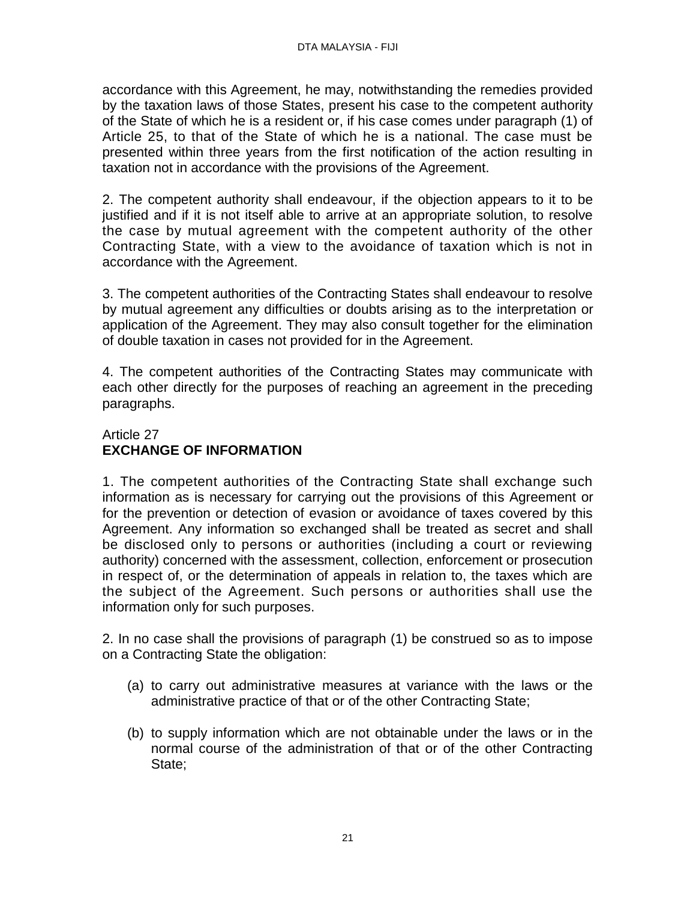accordance with this Agreement, he may, notwithstanding the remedies provided by the taxation laws of those States, present his case to the competent authority of the State of which he is a resident or, if his case comes under paragraph (1) of Article 25, to that of the State of which he is a national. The case must be presented within three years from the first notification of the action resulting in taxation not in accordance with the provisions of the Agreement.

2. The competent authority shall endeavour, if the objection appears to it to be justified and if it is not itself able to arrive at an appropriate solution, to resolve the case by mutual agreement with the competent authority of the other Contracting State, with a view to the avoidance of taxation which is not in accordance with the Agreement.

3. The competent authorities of the Contracting States shall endeavour to resolve by mutual agreement any difficulties or doubts arising as to the interpretation or application of the Agreement. They may also consult together for the elimination of double taxation in cases not provided for in the Agreement.

4. The competent authorities of the Contracting States may communicate with each other directly for the purposes of reaching an agreement in the preceding paragraphs.

Article 27
**EXCHANGE OF INFORMATION**

1. The competent authorities of the Contracting State shall exchange such information as is necessary for carrying out the provisions of this Agreement or for the prevention or detection of evasion or avoidance of taxes covered by this Agreement. Any information so exchanged shall be treated as secret and shall be disclosed only to persons or authorities (including a court or reviewing authority) concerned with the assessment, collection, enforcement or prosecution in respect of, or the determination of appeals in relation to, the taxes which are the subject of the Agreement. Such persons or authorities shall use the information only for such purposes.

2. In no case shall the provisions of paragraph (1) be construed so as to impose on a Contracting State the obligation:

(a) to carry out administrative measures at variance with the laws or the administrative practice of that or of the other Contracting State;

(b) to supply information which are not obtainable under the laws or in the normal course of the administration of that or of the other Contracting State;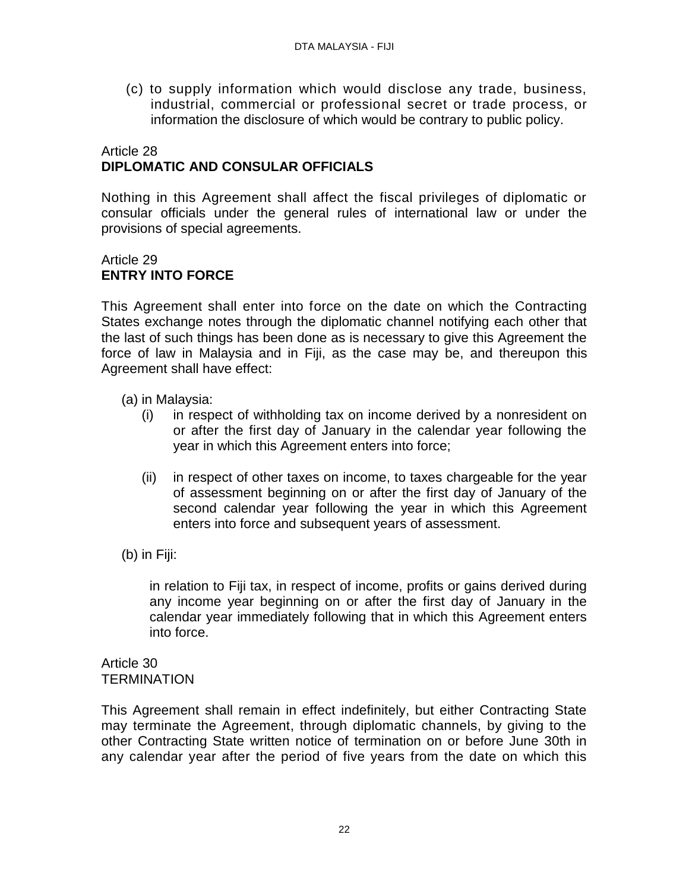(c) to supply information which would disclose any trade, business, industrial, commercial or professional secret or trade process, or information the disclosure of which would be contrary to public policy.

Article 28
**DIPLOMATIC AND CONSULAR OFFICIALS**

Nothing in this Agreement shall affect the fiscal privileges of diplomatic or consular officials under the general rules of international law or under the provisions of special agreements.

Article 29
**ENTRY INTO FORCE**

This Agreement shall enter into force on the date on which the Contracting States exchange notes through the diplomatic channel notifying each other that the last of such things has been done as is necessary to give this Agreement the force of law in Malaysia and in Fiji, as the case may be, and thereupon this Agreement shall have effect:

(a) in Malaysia:

(i) in respect of withholding tax on income derived by a nonresident on or after the first day of January in the calendar year following the year in which this Agreement enters into force;

(ii) in respect of other taxes on income, to taxes chargeable for the year of assessment beginning on or after the first day of January of the second calendar year following the year in which this Agreement enters into force and subsequent years of assessment.

(b) in Fiji:

in relation to Fiji tax, in respect of income, profits or gains derived during any income year beginning on or after the first day of January in the calendar year immediately following that in which this Agreement enters into force.

Article 30
TERMINATION

This Agreement shall remain in effect indefinitely, but either Contracting State may terminate the Agreement, through diplomatic channels, by giving to the other Contracting State written notice of termination on or before June 30th in any calendar year after the period of five years from the date on which this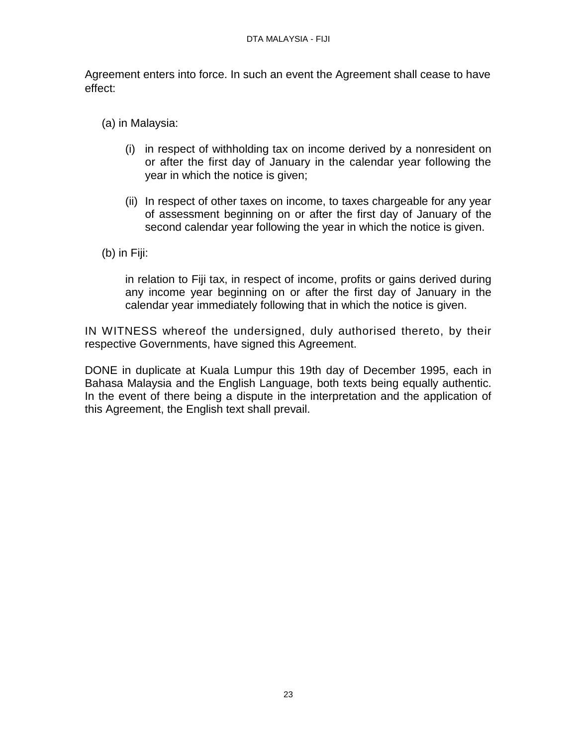Agreement enters into force. In such an event the Agreement shall cease to have effect:

(a) in Malaysia:

(i) in respect of withholding tax on income derived by a nonresident on or after the first day of January in the calendar year following the year in which the notice is given;

(ii) In respect of other taxes on income, to taxes chargeable for any year of assessment beginning on or after the first day of January of the second calendar year following the year in which the notice is given.

(b) in Fiji:

in relation to Fiji tax, in respect of income, profits or gains derived during any income year beginning on or after the first day of January in the calendar year immediately following that in which the notice is given.

IN WITNESS whereof the undersigned, duly authorised thereto, by their respective Governments, have signed this Agreement.

DONE in duplicate at Kuala Lumpur this 19th day of December 1995, each in Bahasa Malaysia and the English Language, both texts being equally authentic. In the event of there being a dispute in the interpretation and the application of this Agreement, the English text shall prevail.